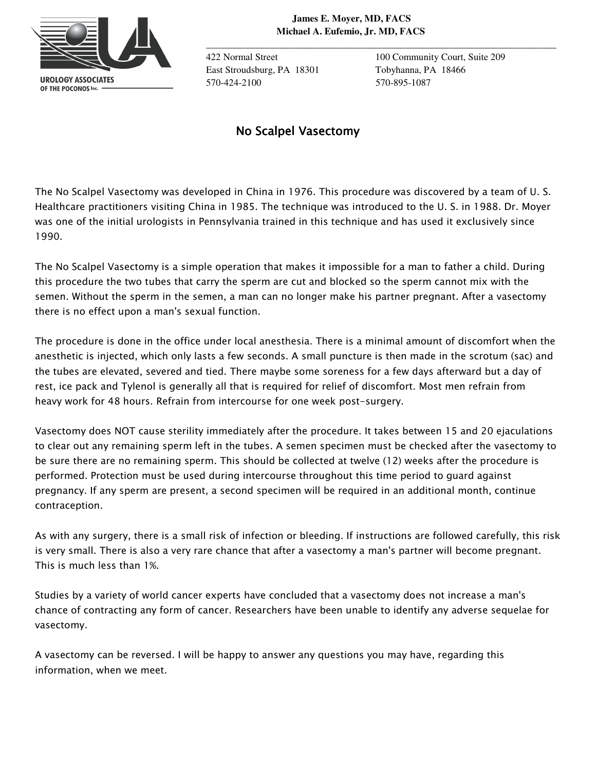**James E. Moyer, MD, FACS**
**Michael A. Eufemio, Jr. MD, FACS**

UROLOGY ASSOCIATES OF THE POCONOS Inc.

422 Normal Street
East Stroudsburg, PA 18301
570-424-2100

100 Community Court, Suite 209
Tobyhanna, PA 18466
570-895-1087

# No Scalpel Vasectomy

The No Scalpel Vasectomy was developed in China in 1976. This procedure was discovered by a team of U. S. Healthcare practitioners visiting China in 1985. The technique was introduced to the U. S. in 1988. Dr. Moyer was one of the initial urologists in Pennsylvania trained in this technique and has used it exclusively since 1990.

The No Scalpel Vasectomy is a simple operation that makes it impossible for a man to father a child. During this procedure the two tubes that carry the sperm are cut and blocked so the sperm cannot mix with the semen. Without the sperm in the semen, a man can no longer make his partner pregnant. After a vasectomy there is no effect upon a man's sexual function.

The procedure is done in the office under local anesthesia. There is a minimal amount of discomfort when the anesthetic is injected, which only lasts a few seconds. A small puncture is then made in the scrotum (sac) and the tubes are elevated, severed and tied. There maybe some soreness for a few days afterward but a day of rest, ice pack and Tylenol is generally all that is required for relief of discomfort. Most men refrain from heavy work for 48 hours. Refrain from intercourse for one week post-surgery.

Vasectomy does NOT cause sterility immediately after the procedure. It takes between 15 and 20 ejaculations to clear out any remaining sperm left in the tubes. A semen specimen must be checked after the vasectomy to be sure there are no remaining sperm. This should be collected at twelve (12) weeks after the procedure is performed. Protection must be used during intercourse throughout this time period to guard against pregnancy. If any sperm are present, a second specimen will be required in an additional month, continue contraception.

As with any surgery, there is a small risk of infection or bleeding. If instructions are followed carefully, this risk is very small. There is also a very rare chance that after a vasectomy a man's partner will become pregnant. This is much less than 1%.

Studies by a variety of world cancer experts have concluded that a vasectomy does not increase a man's chance of contracting any form of cancer. Researchers have been unable to identify any adverse sequelae for vasectomy.

A vasectomy can be reversed. I will be happy to answer any questions you may have, regarding this information, when we meet.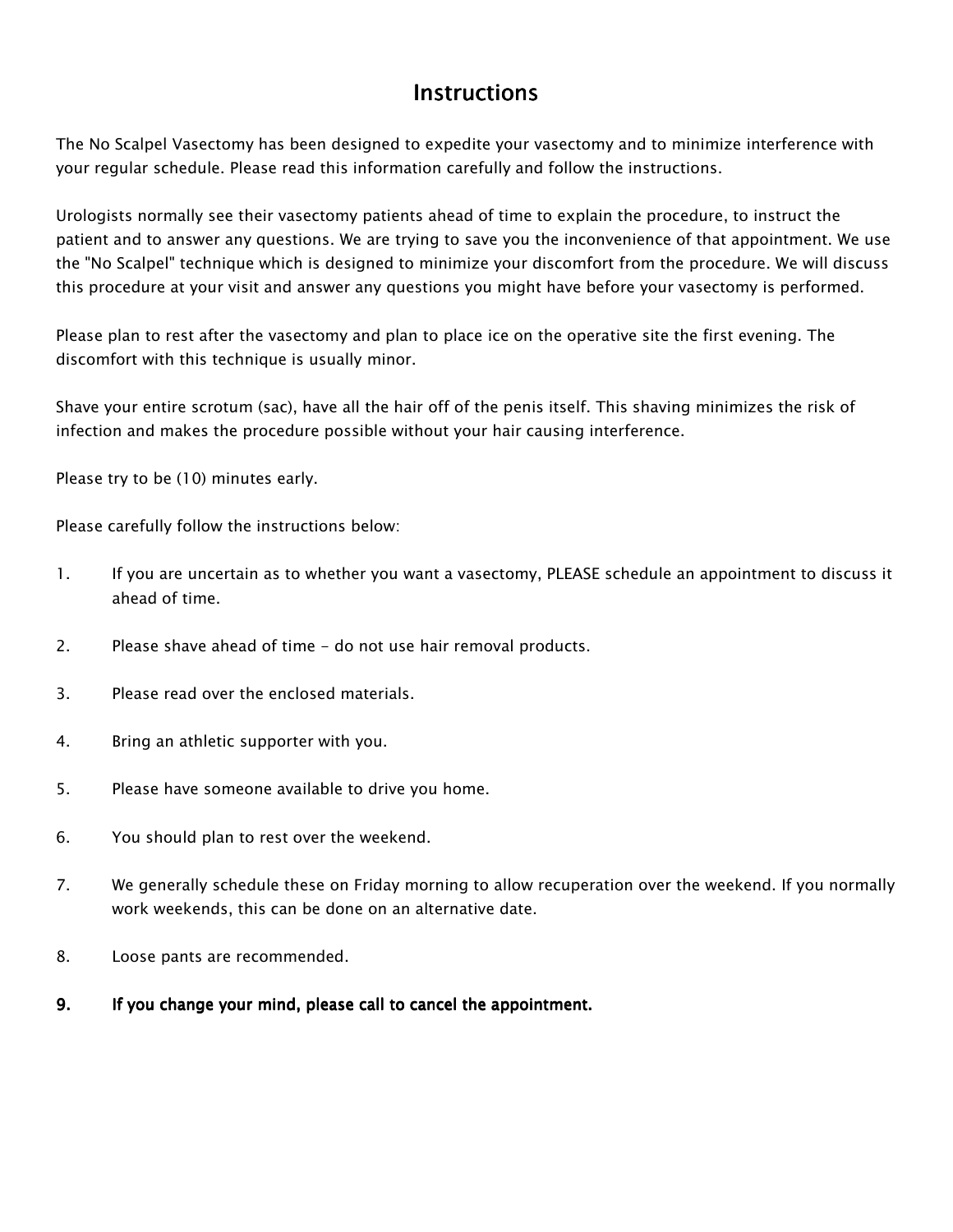# Instructions

The No Scalpel Vasectomy has been designed to expedite your vasectomy and to minimize interference with your regular schedule. Please read this information carefully and follow the instructions.

Urologists normally see their vasectomy patients ahead of time to explain the procedure, to instruct the patient and to answer any questions. We are trying to save you the inconvenience of that appointment. We use the "No Scalpel" technique which is designed to minimize your discomfort from the procedure. We will discuss this procedure at your visit and answer any questions you might have before your vasectomy is performed.

Please plan to rest after the vasectomy and plan to place ice on the operative site the first evening. The discomfort with this technique is usually minor.

Shave your entire scrotum (sac), have all the hair off of the penis itself. This shaving minimizes the risk of infection and makes the procedure possible without your hair causing interference.

Please try to be (10) minutes early.

Please carefully follow the instructions below:

1. If you are uncertain as to whether you want a vasectomy, PLEASE schedule an appointment to discuss it ahead of time.
2. Please shave ahead of time - do not use hair removal products.
3. Please read over the enclosed materials.
4. Bring an athletic supporter with you.
5. Please have someone available to drive you home.
6. You should plan to rest over the weekend.
7. We generally schedule these on Friday morning to allow recuperation over the weekend. If you normally work weekends, this can be done on an alternative date.
8. Loose pants are recommended.
9. **If you change your mind, please call to cancel the appointment.**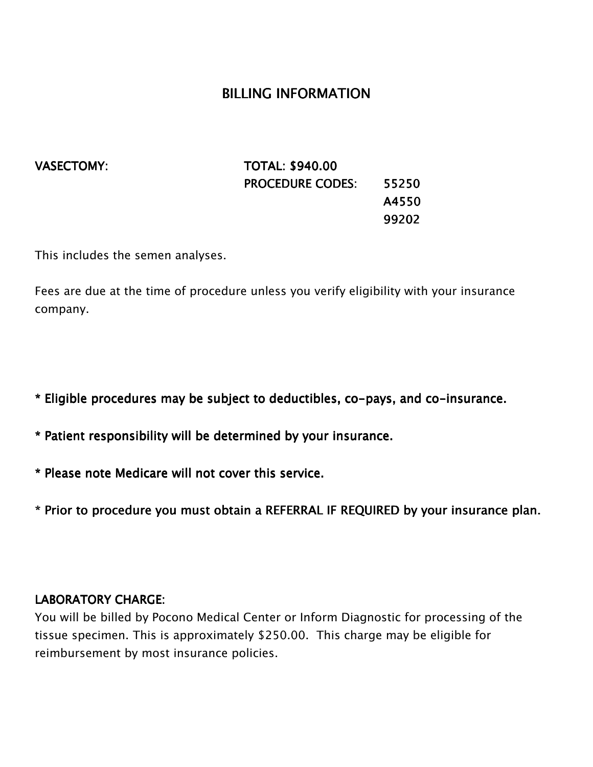# BILLING INFORMATION

| | | |
|---|---|---|
| **VASECTOMY:** | **TOTAL: $940.00** | |
| | **PROCEDURE CODES:** | **55250** |
| | | **A4550** |
| | | **99202** |

This includes the semen analyses.

Fees are due at the time of procedure unless you verify eligibility with your insurance company.

**\* Eligible procedures may be subject to deductibles, co-pays, and co-insurance.**

**\* Patient responsibility will be determined by your insurance.**

**\* Please note Medicare will not cover this service.**

**\* Prior to procedure you must obtain a REFERRAL IF REQUIRED by your insurance plan.**

**LABORATORY CHARGE:**
You will be billed by Pocono Medical Center or Inform Diagnostic for processing of the tissue specimen. This is approximately $250.00. This charge may be eligible for reimbursement by most insurance policies.